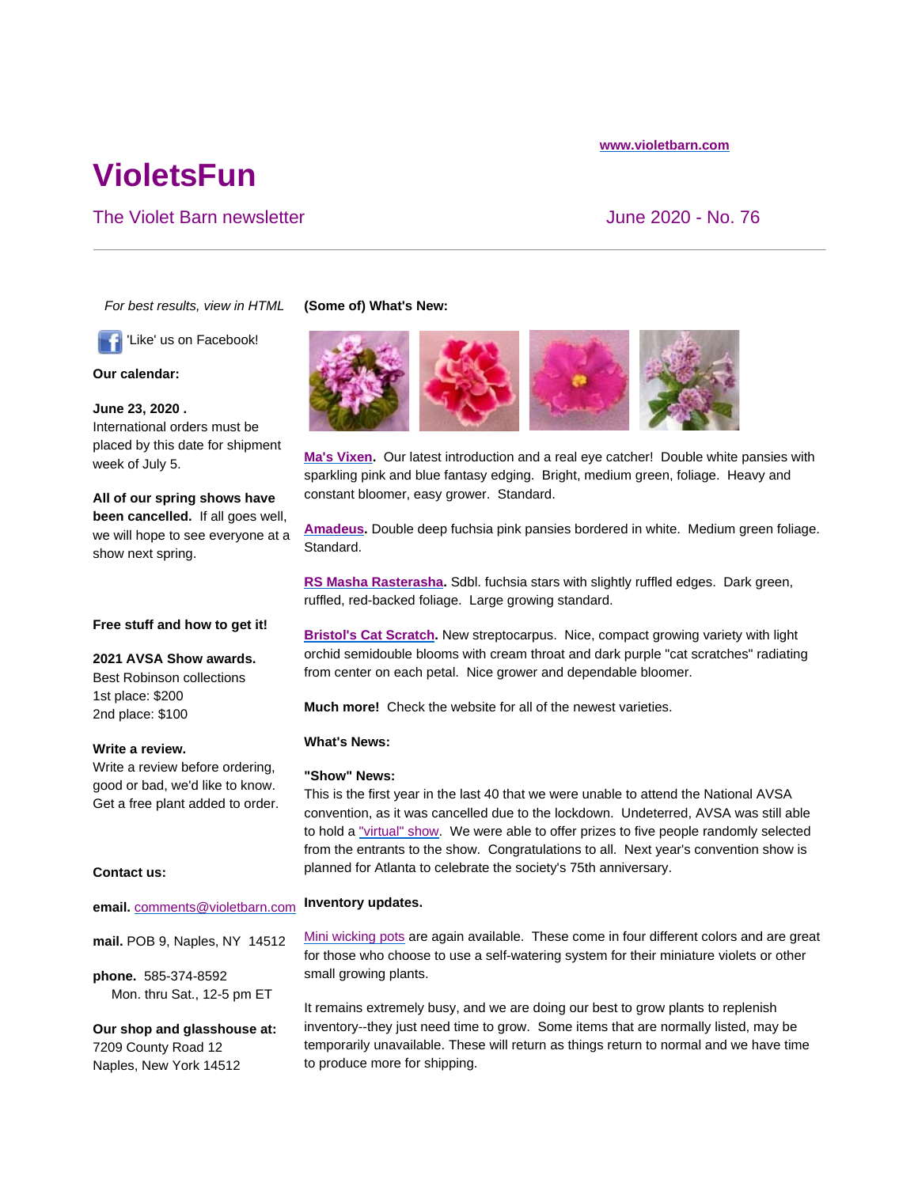www.violetbarn.com

# VioletsFun

The Violet Barn newsletter

June 2020 - No. 76

---

*For best results, view in HTML*

'Like' us on Facebook!

**Our calendar:**

**June 23, 2020 .**
International orders must be placed by this date for shipment week of July 5.

**All of our spring shows have been cancelled.** If all goes well, we will hope to see everyone at a show next spring.

**Free stuff and how to get it!**

**2021 AVSA Show awards.**
Best Robinson collections
1st place: $200
2nd place: $100

**Write a review.**
Write a review before ordering, good or bad, we'd like to know. Get a free plant added to order.

**Contact us:**

**email.** comments@violetbarn.com

**mail.** POB 9, Naples, NY 14512

**phone.** 585-374-8592
Mon. thru Sat., 12-5 pm ET

**Our shop and glasshouse at:**
7209 County Road 12
Naples, New York 14512

**(Some of) What's New:**

**Ma's Vixen.** Our latest introduction and a real eye catcher! Double white pansies with sparkling pink and blue fantasy edging. Bright, medium green, foliage. Heavy and constant bloomer, easy grower. Standard.

**Amadeus.** Double deep fuchsia pink pansies bordered in white. Medium green foliage. Standard.

**RS Masha Rasterasha.** Sdbl. fuchsia stars with slightly ruffled edges. Dark green, ruffled, red-backed foliage. Large growing standard.

**Bristol's Cat Scratch.** New streptocarpus. Nice, compact growing variety with light orchid semidouble blooms with cream throat and dark purple "cat scratches" radiating from center on each petal. Nice grower and dependable bloomer.

**Much more!** Check the website for all of the newest varieties.

**What's News:**

**"Show" News:**
This is the first year in the last 40 that we were unable to attend the National AVSA convention, as it was cancelled due to the lockdown. Undeterred, AVSA was still able to hold a "virtual" show. We were able to offer prizes to five people randomly selected from the entrants to the show. Congratulations to all. Next year's convention show is planned for Atlanta to celebrate the society's 75th anniversary.

**Inventory updates.**

Mini wicking pots are again available. These come in four different colors and are great for those who choose to use a self-watering system for their miniature violets or other small growing plants.

It remains extremely busy, and we are doing our best to grow plants to replenish inventory--they just need time to grow. Some items that are normally listed, may be temporarily unavailable. These will return as things return to normal and we have time to produce more for shipping.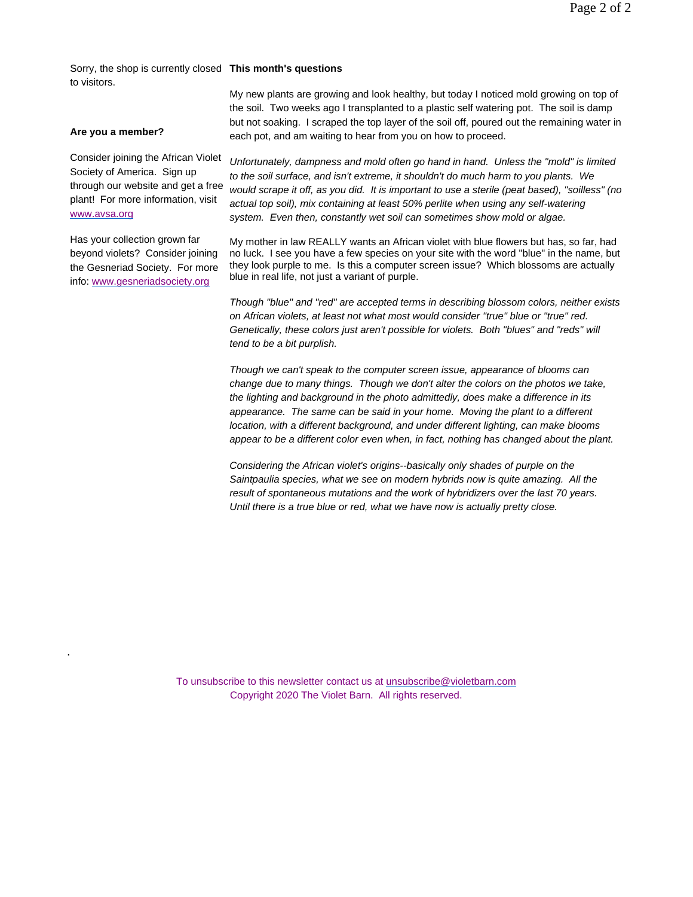Sorry, the shop is currently closed to visitors.

**Are you a member?**

Consider joining the African Violet Society of America. Sign up through our website and get a free plant! For more information, visit www.avsa.org

Has your collection grown far beyond violets? Consider joining the Gesneriad Society. For more info: www.gesneriadsociety.org

**This month's questions**

My new plants are growing and look healthy, but today I noticed mold growing on top of the soil. Two weeks ago I transplanted to a plastic self watering pot. The soil is damp but not soaking. I scraped the top layer of the soil off, poured out the remaining water in each pot, and am waiting to hear from you on how to proceed.

*Unfortunately, dampness and mold often go hand in hand. Unless the "mold" is limited to the soil surface, and isn't extreme, it shouldn't do much harm to you plants. We would scrape it off, as you did. It is important to use a sterile (peat based), "soilless" (no actual top soil), mix containing at least 50% perlite when using any self-watering system. Even then, constantly wet soil can sometimes show mold or algae.*

My mother in law REALLY wants an African violet with blue flowers but has, so far, had no luck. I see you have a few species on your site with the word "blue" in the name, but they look purple to me. Is this a computer screen issue? Which blossoms are actually blue in real life, not just a variant of purple.

*Though "blue" and "red" are accepted terms in describing blossom colors, neither exists on African violets, at least not what most would consider "true" blue or "true" red. Genetically, these colors just aren't possible for violets. Both "blues" and "reds" will tend to be a bit purplish.*

*Though we can't speak to the computer screen issue, appearance of blooms can change due to many things. Though we don't alter the colors on the photos we take, the lighting and background in the photo admittedly, does make a difference in its appearance. The same can be said in your home. Moving the plant to a different location, with a different background, and under different lighting, can make blooms appear to be a different color even when, in fact, nothing has changed about the plant.*

*Considering the African violet's origins--basically only shades of purple on the Saintpaulia species, what we see on modern hybrids now is quite amazing. All the result of spontaneous mutations and the work of hybridizers over the last 70 years. Until there is a true blue or red, what we have now is actually pretty close.*

To unsubscribe to this newsletter contact us at unsubscribe@violetbarn.com
Copyright 2020 The Violet Barn. All rights reserved.